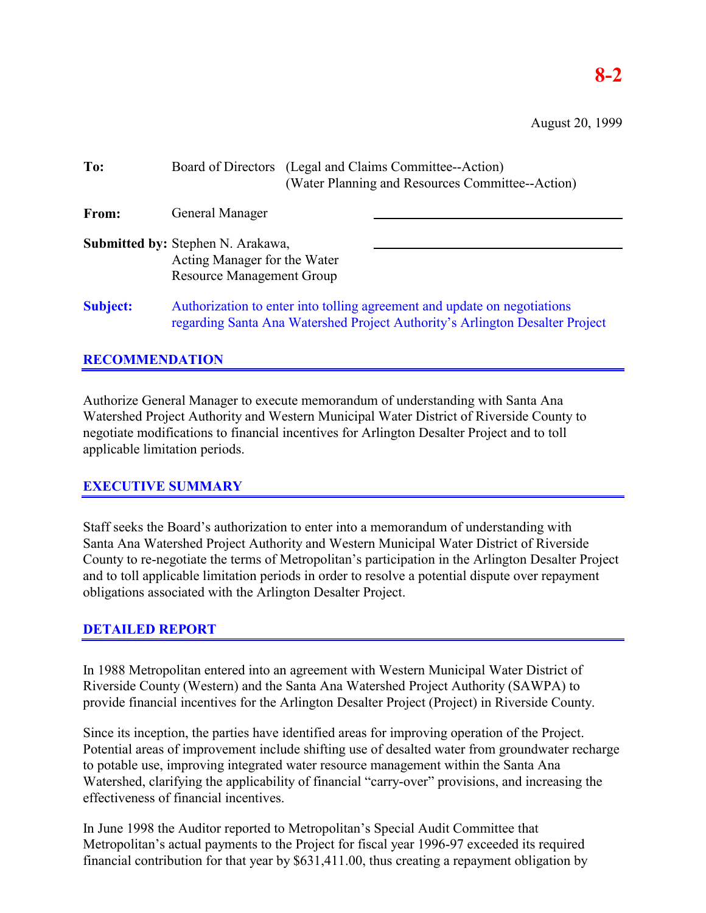**8-2**

August 20, 1999

| | | |
|---|---|---|
| **To:** | Board of Directors | (Legal and Claims Committee--Action)<br>(Water Planning and Resources Committee--Action) |
| **From:** | General Manager | |
| **Submitted by:** | Stephen N. Arakawa,<br>Acting Manager for the Water Resource Management Group | |
| **Subject:** | Authorization to enter into tolling agreement and update on negotiations regarding Santa Ana Watershed Project Authority's Arlington Desalter Project | |

## RECOMMENDATION

Authorize General Manager to execute memorandum of understanding with Santa Ana Watershed Project Authority and Western Municipal Water District of Riverside County to negotiate modifications to financial incentives for Arlington Desalter Project and to toll applicable limitation periods.

## EXECUTIVE SUMMARY

Staff seeks the Board's authorization to enter into a memorandum of understanding with Santa Ana Watershed Project Authority and Western Municipal Water District of Riverside County to re-negotiate the terms of Metropolitan's participation in the Arlington Desalter Project and to toll applicable limitation periods in order to resolve a potential dispute over repayment obligations associated with the Arlington Desalter Project.

## DETAILED REPORT

In 1988 Metropolitan entered into an agreement with Western Municipal Water District of Riverside County (Western) and the Santa Ana Watershed Project Authority (SAWPA) to provide financial incentives for the Arlington Desalter Project (Project) in Riverside County.

Since its inception, the parties have identified areas for improving operation of the Project. Potential areas of improvement include shifting use of desalted water from groundwater recharge to potable use, improving integrated water resource management within the Santa Ana Watershed, clarifying the applicability of financial "carry-over" provisions, and increasing the effectiveness of financial incentives.

In June 1998 the Auditor reported to Metropolitan's Special Audit Committee that Metropolitan's actual payments to the Project for fiscal year 1996-97 exceeded its required financial contribution for that year by $631,411.00, thus creating a repayment obligation by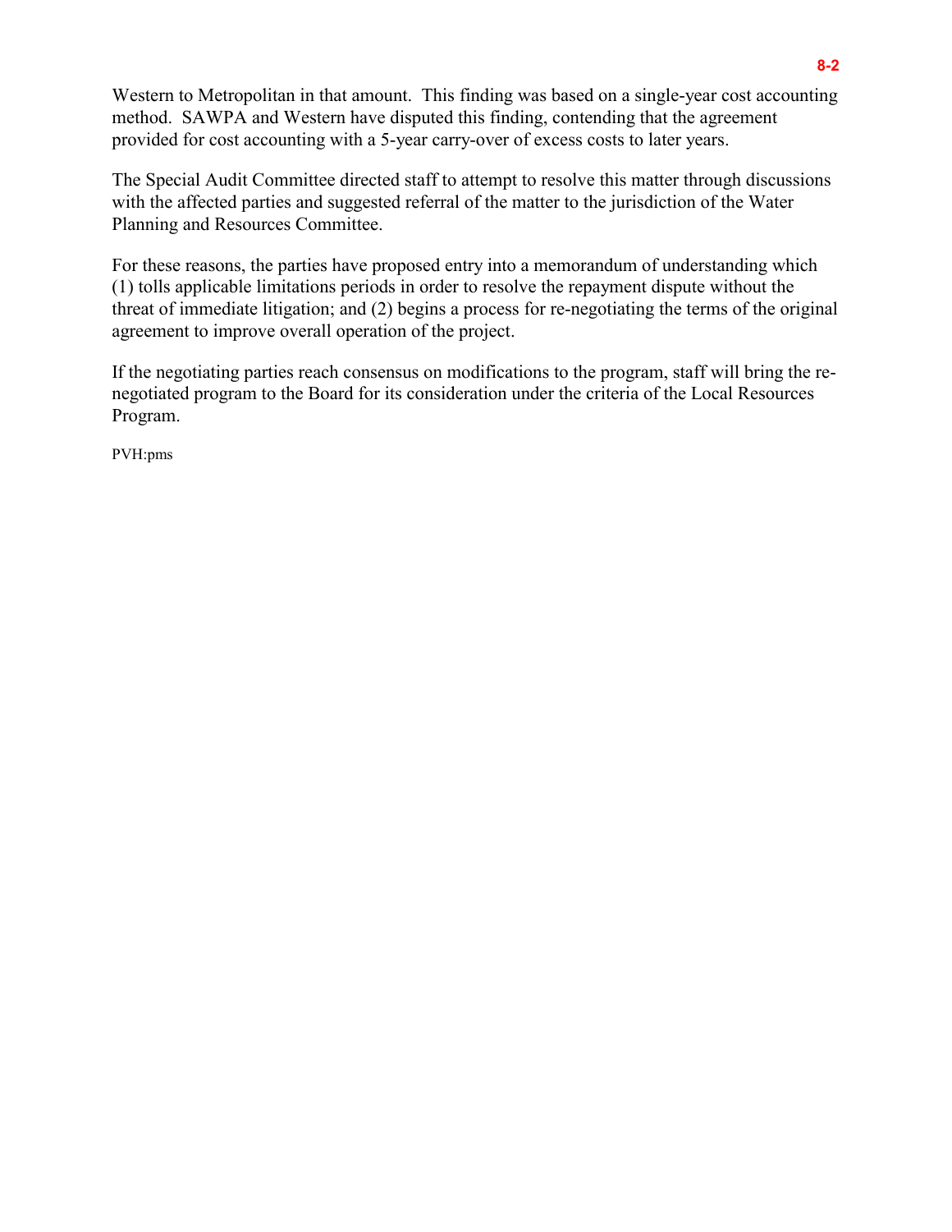Western to Metropolitan in that amount. This finding was based on a single-year cost accounting method. SAWPA and Western have disputed this finding, contending that the agreement provided for cost accounting with a 5-year carry-over of excess costs to later years.

The Special Audit Committee directed staff to attempt to resolve this matter through discussions with the affected parties and suggested referral of the matter to the jurisdiction of the Water Planning and Resources Committee.

For these reasons, the parties have proposed entry into a memorandum of understanding which (1) tolls applicable limitations periods in order to resolve the repayment dispute without the threat of immediate litigation; and (2) begins a process for re-negotiating the terms of the original agreement to improve overall operation of the project.

If the negotiating parties reach consensus on modifications to the program, staff will bring the re-negotiated program to the Board for its consideration under the criteria of the Local Resources Program.

PVH:pms